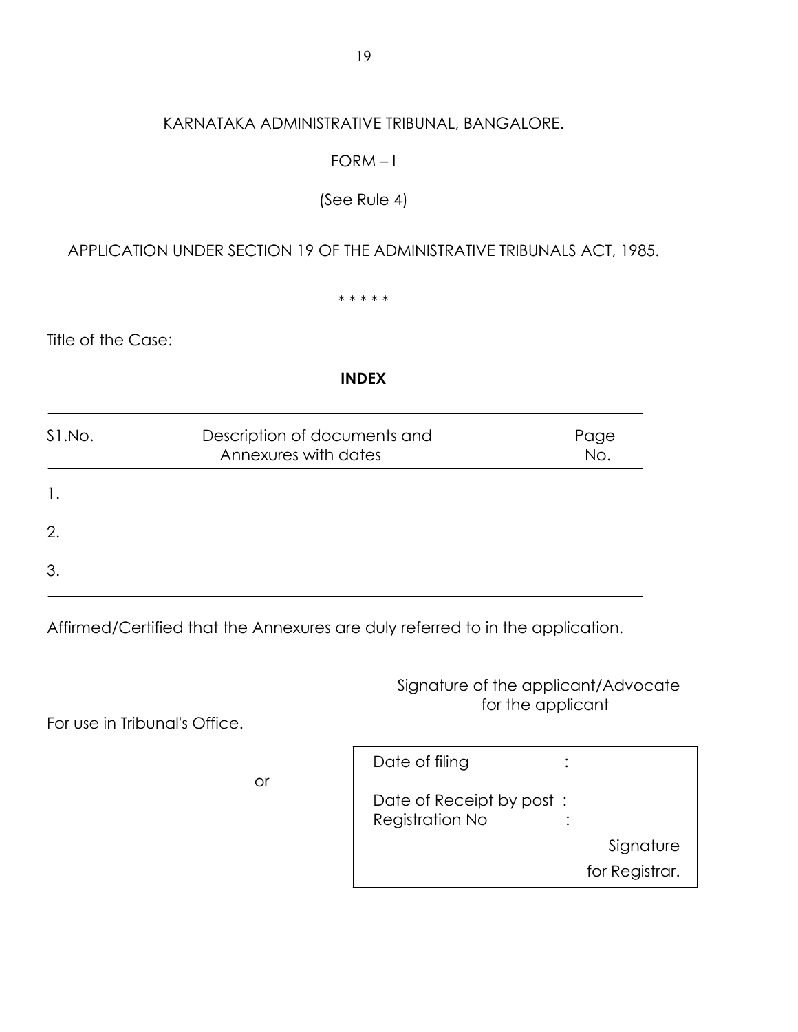KARNATAKA ADMINISTRATIVE TRIBUNAL, BANGALORE.

FORM – I

(See Rule 4)

APPLICATION UNDER SECTION 19 OF THE ADMINISTRATIVE TRIBUNALS ACT, 1985.

* * * * *

Title of the Case:

**INDEX**

| S1.No. | Description of documents and Annexures with dates | Page No. |
|---|---|---|
| 1. | | |
| 2. | | |
| 3. | | |

Affirmed/Certified that the Annexures are duly referred to in the application.

Signature of the applicant/Advocate for the applicant

For use in Tribunal's Office.

Date of filing :

or

Date of Receipt by post :

Registration No :

Signature for Registrar.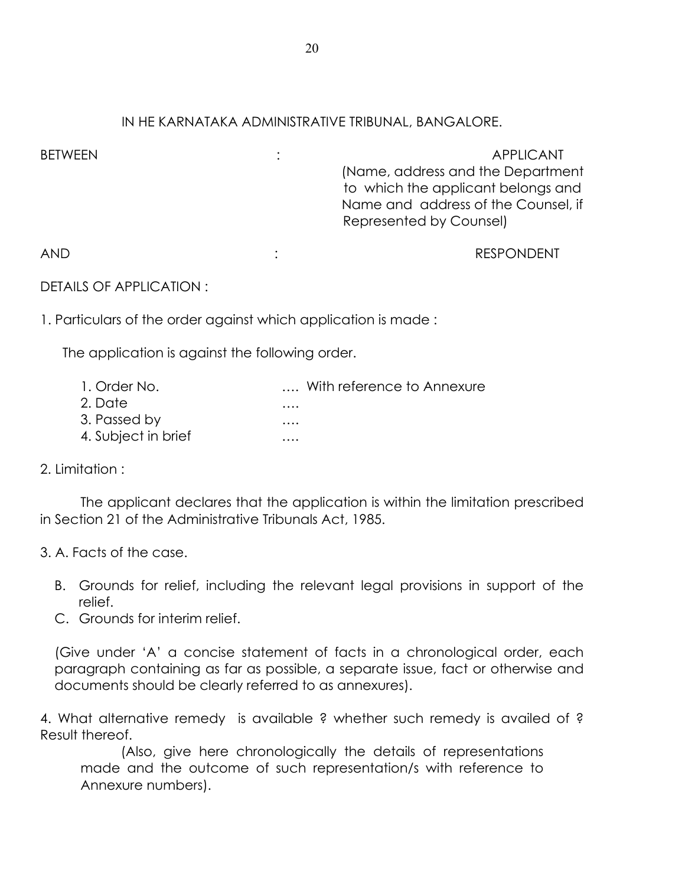IN HE KARNATAKA ADMINISTRATIVE TRIBUNAL, BANGALORE.

BETWEEN : APPLICANT
(Name, address and the Department to which the applicant belongs and Name and address of the Counsel, if Represented by Counsel)

AND : RESPONDENT

DETAILS OF APPLICATION :

1. Particulars of the order against which application is made :

The application is against the following order.

1. Order No. …. With reference to Annexure
2. Date ….
3. Passed by ….
4. Subject in brief ….

2. Limitation :

The applicant declares that the application is within the limitation prescribed in Section 21 of the Administrative Tribunals Act, 1985.

3. A. Facts of the case.

B. Grounds for relief, including the relevant legal provisions in support of the relief.

C. Grounds for interim relief.

(Give under 'A' a concise statement of facts in a chronological order, each paragraph containing as far as possible, a separate issue, fact or otherwise and documents should be clearly referred to as annexures).

4. What alternative remedy is available ? whether such remedy is availed of ? Result thereof.

(Also, give here chronologically the details of representations made and the outcome of such representation/s with reference to Annexure numbers).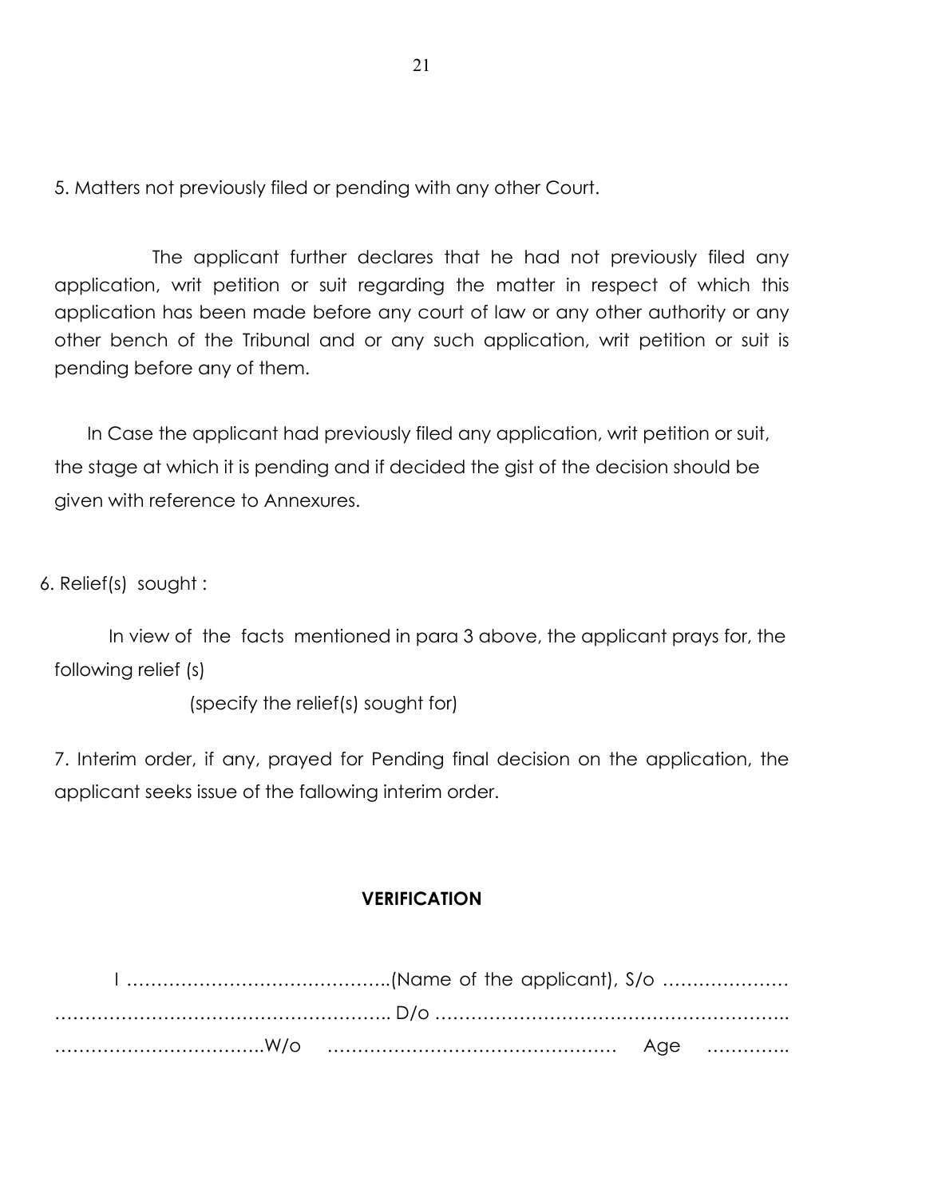5. Matters not previously filed or pending with any other Court.

The applicant further declares that he had not previously filed any application, writ petition or suit regarding the matter in respect of which this application has been made before any court of law or any other authority or any other bench of the Tribunal and or any such application, writ petition or suit is pending before any of them.

In Case the applicant had previously filed any application, writ petition or suit, the stage at which it is pending and if decided the gist of the decision should be given with reference to Annexures.

6. Relief(s) sought :

In view of the facts mentioned in para 3 above, the applicant prays for, the following relief (s)

(specify the relief(s) sought for)

7. Interim order, if any, prayed for Pending final decision on the application, the applicant seeks issue of the fallowing interim order.

**VERIFICATION**

I ……………………………………..(Name of the applicant), S/o ………………… ……………………………………………….. D/o ………………………………………………….. ……………………………..W/o ………………………………………… Age …………..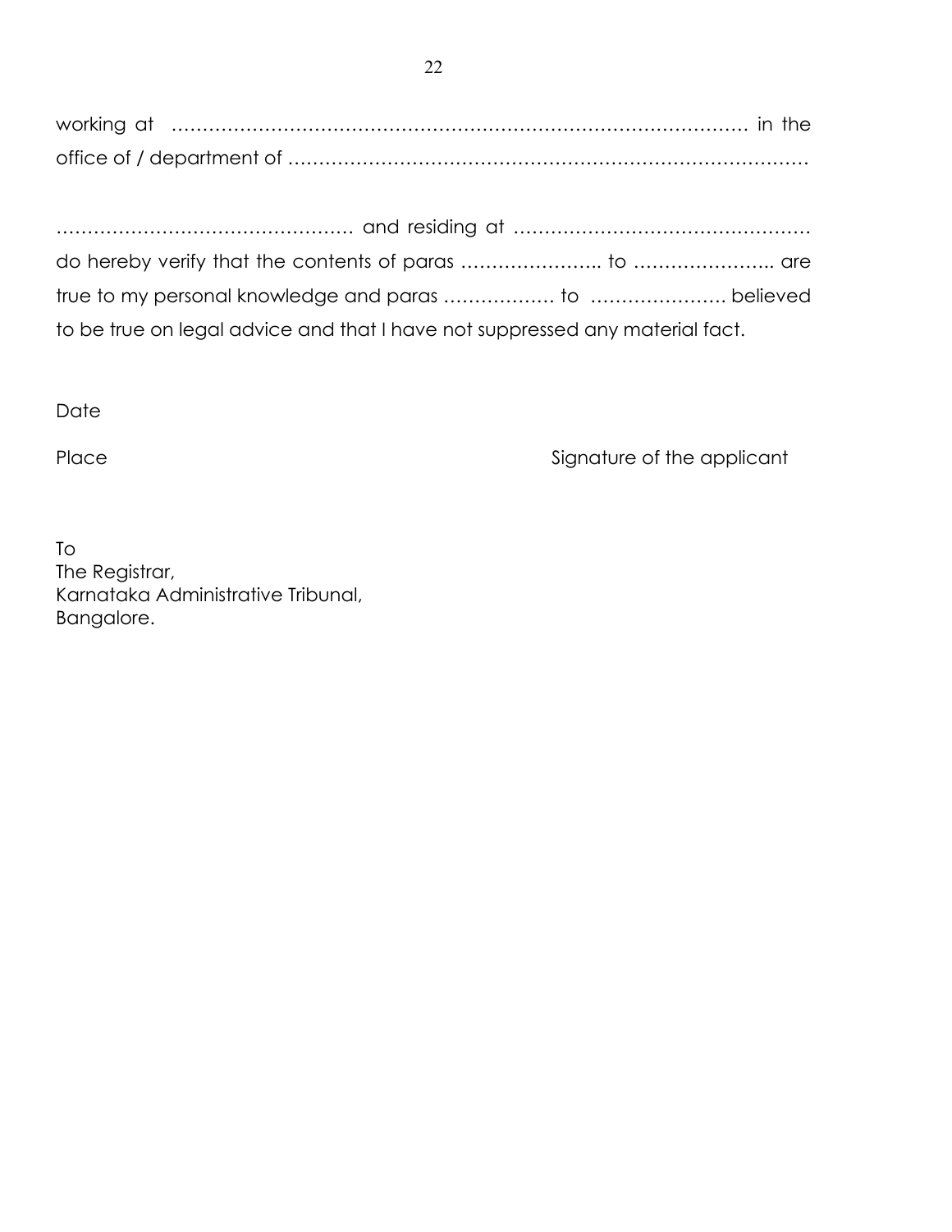working at ……………………………………………………………………………………… in the office of / department of ……………………………………………………………………………

…………………………………………… and residing at …………………………………………… do hereby verify that the contents of paras ………………….. to ………………….. are true to my personal knowledge and paras ……………… to …………………. believed to be true on legal advice and that I have not suppressed any material fact.

Date

Place                                                                                    Signature of the applicant

To
The Registrar,
Karnataka Administrative Tribunal,
Bangalore.